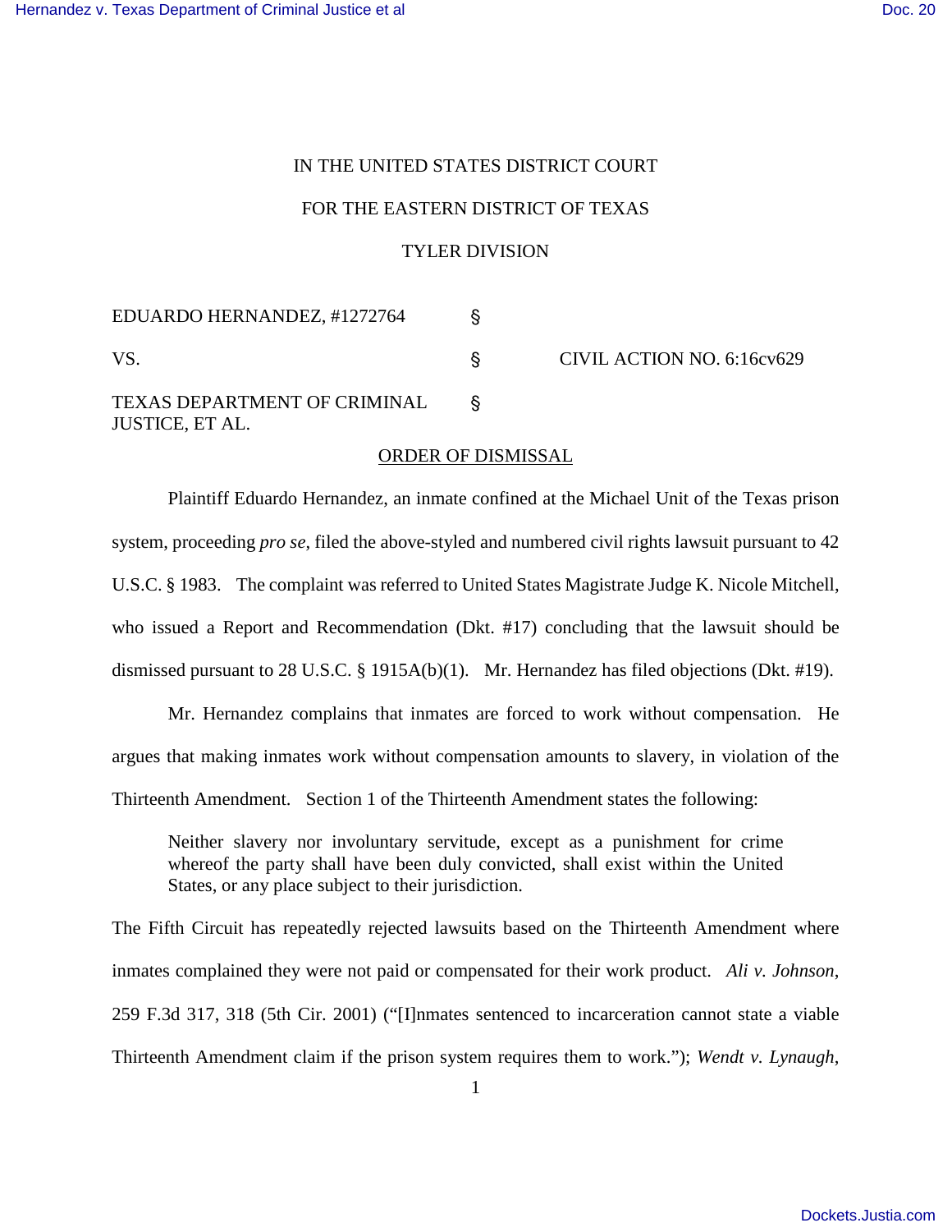IN THE UNITED STATES DISTRICT COURT

FOR THE EASTERN DISTRICT OF TEXAS

TYLER DIVISION

| | | |
|---|---|---|
| EDUARDO HERNANDEZ, #1272764 | § | |
| VS. | § | CIVIL ACTION NO. 6:16cv629 |
| TEXAS DEPARTMENT OF CRIMINAL JUSTICE, ET AL. | § | |

ORDER OF DISMISSAL

Plaintiff Eduardo Hernandez, an inmate confined at the Michael Unit of the Texas prison system, proceeding *pro se*, filed the above-styled and numbered civil rights lawsuit pursuant to 42 U.S.C. § 1983. The complaint was referred to United States Magistrate Judge K. Nicole Mitchell, who issued a Report and Recommendation (Dkt. #17) concluding that the lawsuit should be dismissed pursuant to 28 U.S.C. § 1915A(b)(1). Mr. Hernandez has filed objections (Dkt. #19).

Mr. Hernandez complains that inmates are forced to work without compensation. He argues that making inmates work without compensation amounts to slavery, in violation of the Thirteenth Amendment. Section 1 of the Thirteenth Amendment states the following:

> Neither slavery nor involuntary servitude, except as a punishment for crime whereof the party shall have been duly convicted, shall exist within the United States, or any place subject to their jurisdiction.

The Fifth Circuit has repeatedly rejected lawsuits based on the Thirteenth Amendment where inmates complained they were not paid or compensated for their work product. *Ali v. Johnson*, 259 F.3d 317, 318 (5th Cir. 2001) ("[I]nmates sentenced to incarceration cannot state a viable Thirteenth Amendment claim if the prison system requires them to work."); *Wendt v. Lynaugh*,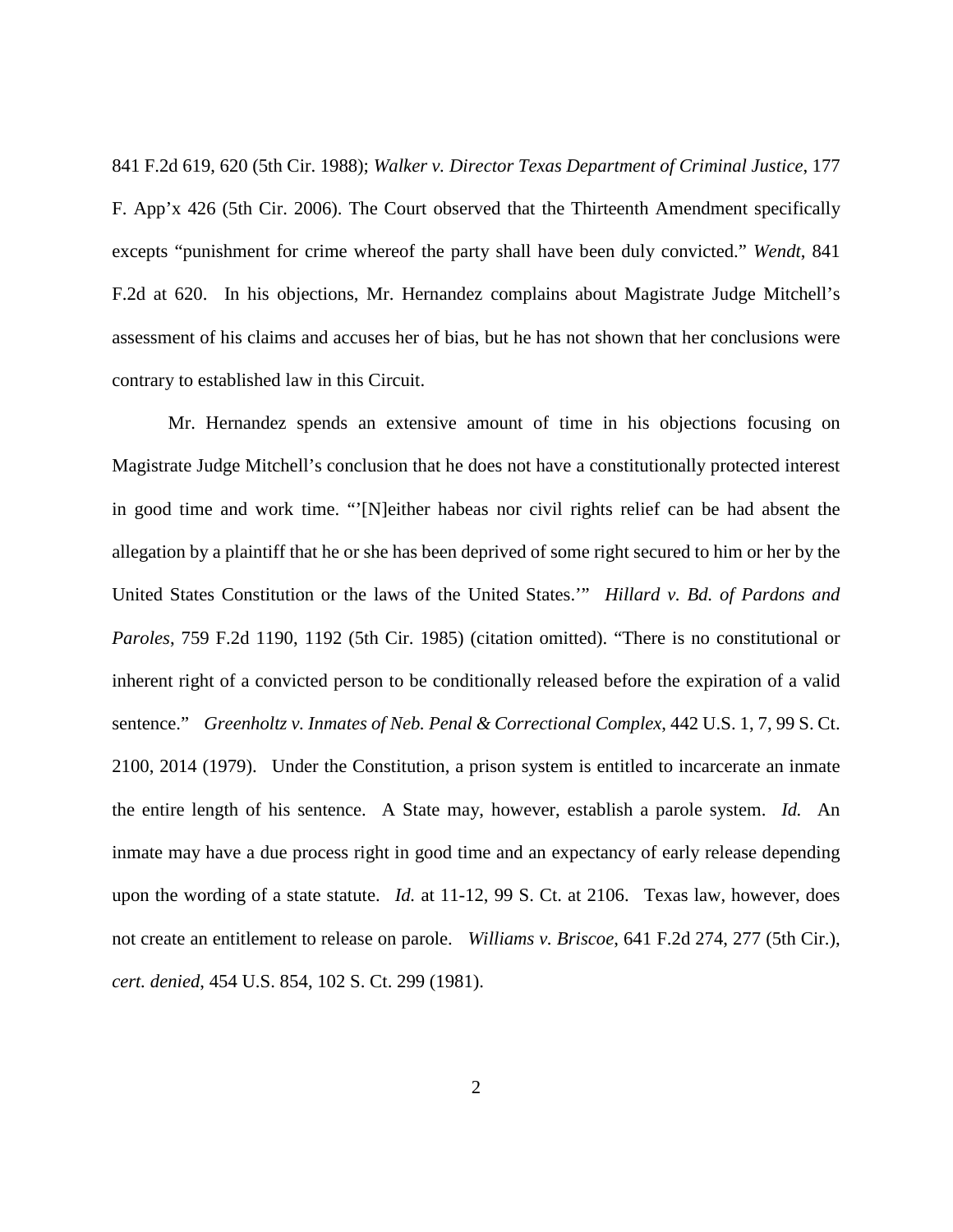841 F.2d 619, 620 (5th Cir. 1988); *Walker v. Director Texas Department of Criminal Justice*, 177 F. App'x 426 (5th Cir. 2006). The Court observed that the Thirteenth Amendment specifically excepts "punishment for crime whereof the party shall have been duly convicted." *Wendt*, 841 F.2d at 620. In his objections, Mr. Hernandez complains about Magistrate Judge Mitchell's assessment of his claims and accuses her of bias, but he has not shown that her conclusions were contrary to established law in this Circuit.

Mr. Hernandez spends an extensive amount of time in his objections focusing on Magistrate Judge Mitchell's conclusion that he does not have a constitutionally protected interest in good time and work time. "'[N]either habeas nor civil rights relief can be had absent the allegation by a plaintiff that he or she has been deprived of some right secured to him or her by the United States Constitution or the laws of the United States.'" *Hillard v. Bd. of Pardons and Paroles*, 759 F.2d 1190, 1192 (5th Cir. 1985) (citation omitted). "There is no constitutional or inherent right of a convicted person to be conditionally released before the expiration of a valid sentence." *Greenholtz v. Inmates of Neb. Penal & Correctional Complex*, 442 U.S. 1, 7, 99 S. Ct. 2100, 2014 (1979). Under the Constitution, a prison system is entitled to incarcerate an inmate the entire length of his sentence. A State may, however, establish a parole system. *Id.* An inmate may have a due process right in good time and an expectancy of early release depending upon the wording of a state statute. *Id.* at 11-12, 99 S. Ct. at 2106. Texas law, however, does not create an entitlement to release on parole. *Williams v. Briscoe*, 641 F.2d 274, 277 (5th Cir.), *cert. denied*, 454 U.S. 854, 102 S. Ct. 299 (1981).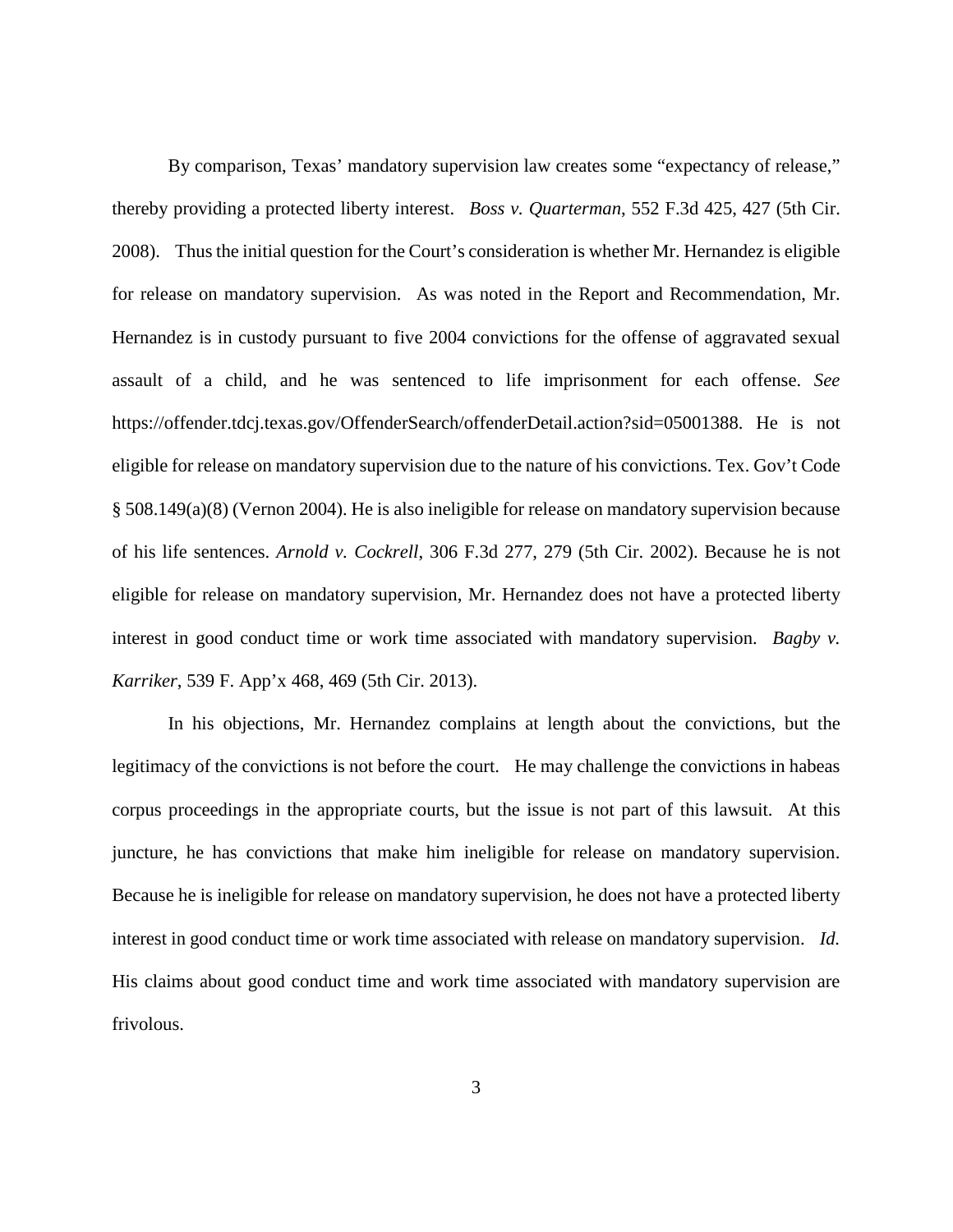By comparison, Texas' mandatory supervision law creates some "expectancy of release," thereby providing a protected liberty interest. *Boss v. Quarterman*, 552 F.3d 425, 427 (5th Cir. 2008). Thus the initial question for the Court's consideration is whether Mr. Hernandez is eligible for release on mandatory supervision. As was noted in the Report and Recommendation, Mr. Hernandez is in custody pursuant to five 2004 convictions for the offense of aggravated sexual assault of a child, and he was sentenced to life imprisonment for each offense. *See* https://offender.tdcj.texas.gov/OffenderSearch/offenderDetail.action?sid=05001388. He is not eligible for release on mandatory supervision due to the nature of his convictions. Tex. Gov't Code § 508.149(a)(8) (Vernon 2004). He is also ineligible for release on mandatory supervision because of his life sentences. *Arnold v. Cockrell*, 306 F.3d 277, 279 (5th Cir. 2002). Because he is not eligible for release on mandatory supervision, Mr. Hernandez does not have a protected liberty interest in good conduct time or work time associated with mandatory supervision. *Bagby v. Karriker*, 539 F. App'x 468, 469 (5th Cir. 2013).

In his objections, Mr. Hernandez complains at length about the convictions, but the legitimacy of the convictions is not before the court. He may challenge the convictions in habeas corpus proceedings in the appropriate courts, but the issue is not part of this lawsuit. At this juncture, he has convictions that make him ineligible for release on mandatory supervision. Because he is ineligible for release on mandatory supervision, he does not have a protected liberty interest in good conduct time or work time associated with release on mandatory supervision. *Id.* His claims about good conduct time and work time associated with mandatory supervision are frivolous.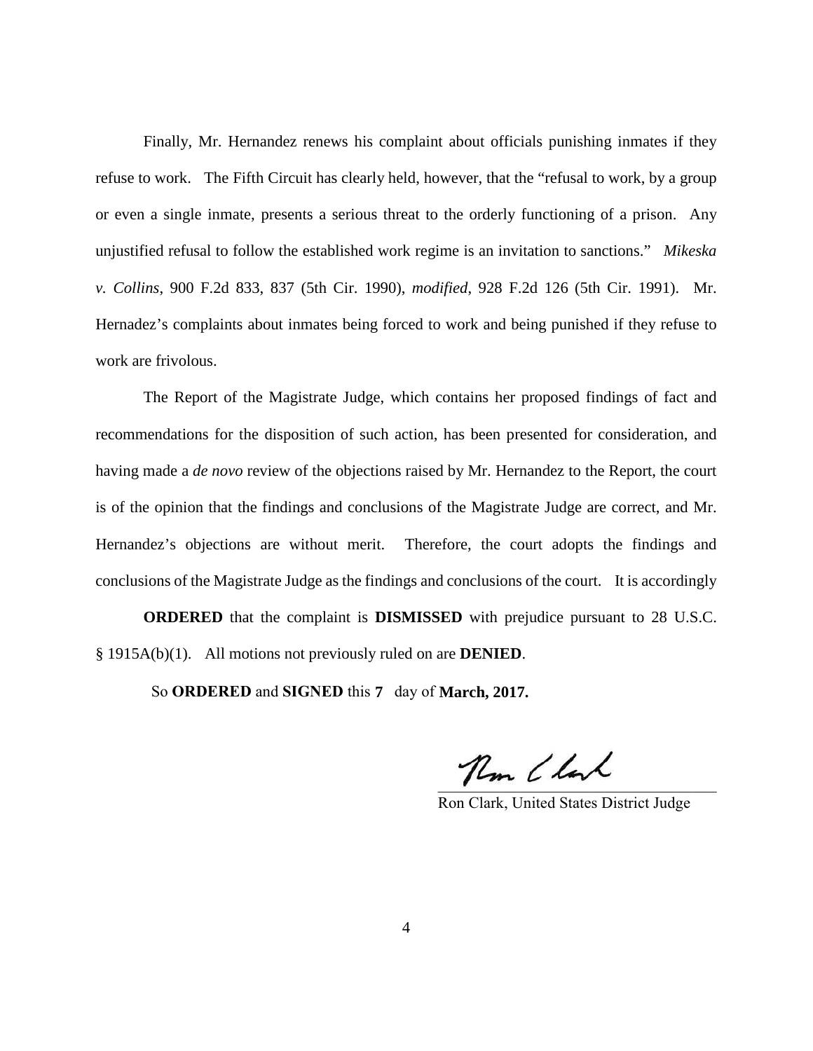Finally, Mr. Hernandez renews his complaint about officials punishing inmates if they refuse to work. The Fifth Circuit has clearly held, however, that the "refusal to work, by a group or even a single inmate, presents a serious threat to the orderly functioning of a prison. Any unjustified refusal to follow the established work regime is an invitation to sanctions." *Mikeska v. Collins*, 900 F.2d 833, 837 (5th Cir. 1990), *modified*, 928 F.2d 126 (5th Cir. 1991). Mr. Hernadez's complaints about inmates being forced to work and being punished if they refuse to work are frivolous.

The Report of the Magistrate Judge, which contains her proposed findings of fact and recommendations for the disposition of such action, has been presented for consideration, and having made a *de novo* review of the objections raised by Mr. Hernandez to the Report, the court is of the opinion that the findings and conclusions of the Magistrate Judge are correct, and Mr. Hernandez's objections are without merit. Therefore, the court adopts the findings and conclusions of the Magistrate Judge as the findings and conclusions of the court. It is accordingly

**ORDERED** that the complaint is **DISMISSED** with prejudice pursuant to 28 U.S.C. § 1915A(b)(1). All motions not previously ruled on are **DENIED**.

So **ORDERED** and **SIGNED** this **7** day of **March, 2017.**

Ron Clark, United States District Judge